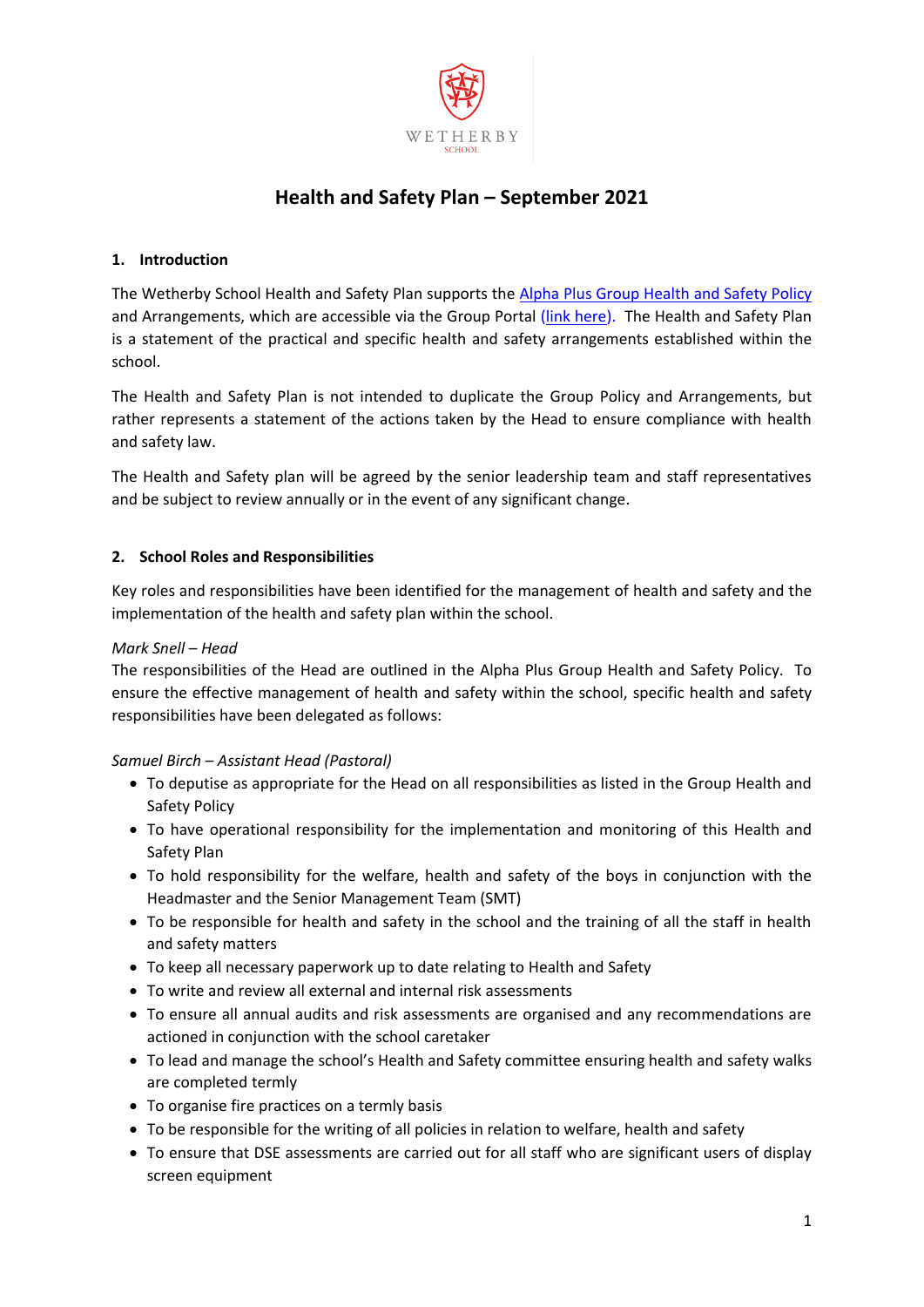WETHERBY
SCHOOL

# Health and Safety Plan – September 2021

## 1. Introduction

The Wetherby School Health and Safety Plan supports the [Alpha Plus Group Health and Safety Policy]() and Arrangements, which are accessible via the Group Portal [(link here)](). The Health and Safety Plan is a statement of the practical and specific health and safety arrangements established within the school.

The Health and Safety Plan is not intended to duplicate the Group Policy and Arrangements, but rather represents a statement of the actions taken by the Head to ensure compliance with health and safety law.

The Health and Safety plan will be agreed by the senior leadership team and staff representatives and be subject to review annually or in the event of any significant change.

## 2. School Roles and Responsibilities

Key roles and responsibilities have been identified for the management of health and safety and the implementation of the health and safety plan within the school.

*Mark Snell – Head*
The responsibilities of the Head are outlined in the Alpha Plus Group Health and Safety Policy. To ensure the effective management of health and safety within the school, specific health and safety responsibilities have been delegated as follows:

*Samuel Birch – Assistant Head (Pastoral)*

- To deputise as appropriate for the Head on all responsibilities as listed in the Group Health and Safety Policy
- To have operational responsibility for the implementation and monitoring of this Health and Safety Plan
- To hold responsibility for the welfare, health and safety of the boys in conjunction with the Headmaster and the Senior Management Team (SMT)
- To be responsible for health and safety in the school and the training of all the staff in health and safety matters
- To keep all necessary paperwork up to date relating to Health and Safety
- To write and review all external and internal risk assessments
- To ensure all annual audits and risk assessments are organised and any recommendations are actioned in conjunction with the school caretaker
- To lead and manage the school's Health and Safety committee ensuring health and safety walks are completed termly
- To organise fire practices on a termly basis
- To be responsible for the writing of all policies in relation to welfare, health and safety
- To ensure that DSE assessments are carried out for all staff who are significant users of display screen equipment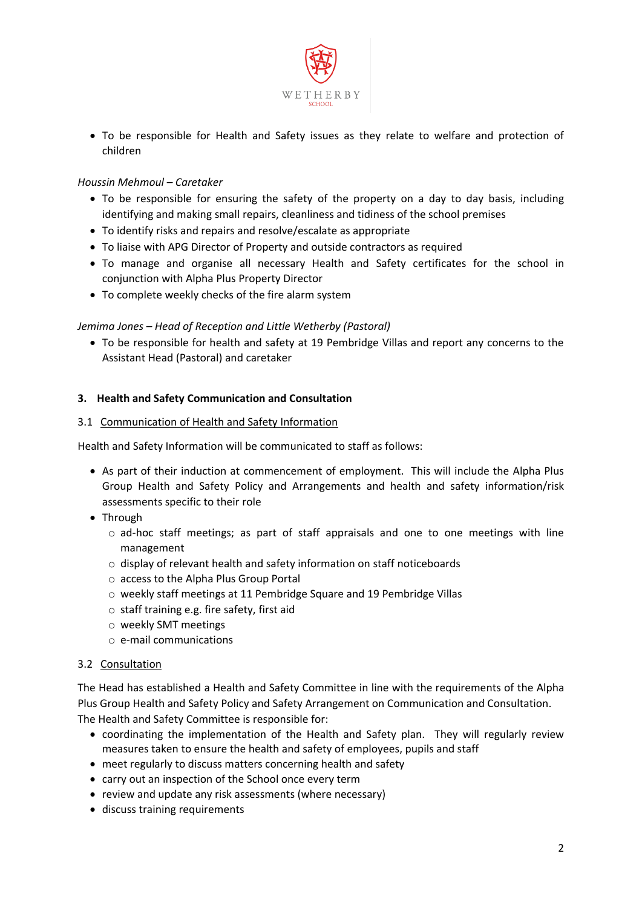- To be responsible for Health and Safety issues as they relate to welfare and protection of children

*Houssin Mehmoul – Caretaker*

- To be responsible for ensuring the safety of the property on a day to day basis, including identifying and making small repairs, cleanliness and tidiness of the school premises
- To identify risks and repairs and resolve/escalate as appropriate
- To liaise with APG Director of Property and outside contractors as required
- To manage and organise all necessary Health and Safety certificates for the school in conjunction with Alpha Plus Property Director
- To complete weekly checks of the fire alarm system

*Jemima Jones – Head of Reception and Little Wetherby (Pastoral)*

- To be responsible for health and safety at 19 Pembridge Villas and report any concerns to the Assistant Head (Pastoral) and caretaker

## 3. Health and Safety Communication and Consultation

### 3.1 Communication of Health and Safety Information

Health and Safety Information will be communicated to staff as follows:

- As part of their induction at commencement of employment. This will include the Alpha Plus Group Health and Safety Policy and Arrangements and health and safety information/risk assessments specific to their role
- Through
  - ad-hoc staff meetings; as part of staff appraisals and one to one meetings with line management
  - display of relevant health and safety information on staff noticeboards
  - access to the Alpha Plus Group Portal
  - weekly staff meetings at 11 Pembridge Square and 19 Pembridge Villas
  - staff training e.g. fire safety, first aid
  - weekly SMT meetings
  - e-mail communications

### 3.2 Consultation

The Head has established a Health and Safety Committee in line with the requirements of the Alpha Plus Group Health and Safety Policy and Safety Arrangement on Communication and Consultation. The Health and Safety Committee is responsible for:

- coordinating the implementation of the Health and Safety plan. They will regularly review measures taken to ensure the health and safety of employees, pupils and staff
- meet regularly to discuss matters concerning health and safety
- carry out an inspection of the School once every term
- review and update any risk assessments (where necessary)
- discuss training requirements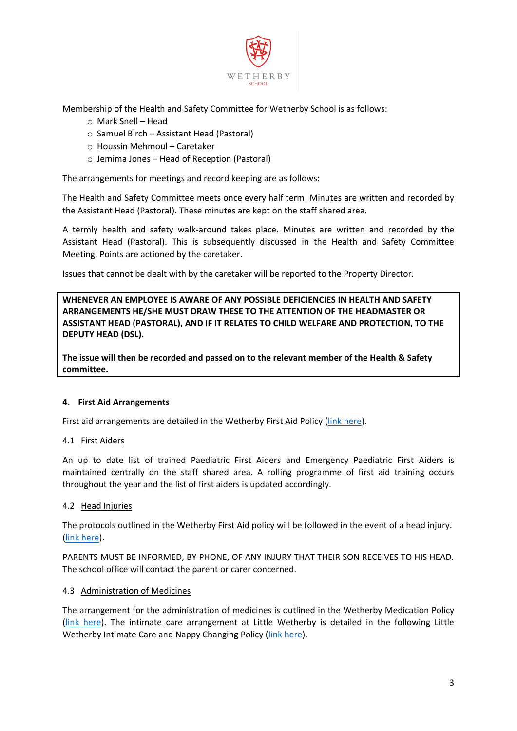Membership of the Health and Safety Committee for Wetherby School is as follows:

- Mark Snell – Head
- Samuel Birch – Assistant Head (Pastoral)
- Houssin Mehmoul – Caretaker
- Jemima Jones – Head of Reception (Pastoral)

The arrangements for meetings and record keeping are as follows:

The Health and Safety Committee meets once every half term. Minutes are written and recorded by the Assistant Head (Pastoral). These minutes are kept on the staff shared area.

A termly health and safety walk-around takes place. Minutes are written and recorded by the Assistant Head (Pastoral). This is subsequently discussed in the Health and Safety Committee Meeting. Points are actioned by the caretaker.

Issues that cannot be dealt with by the caretaker will be reported to the Property Director.

**WHENEVER AN EMPLOYEE IS AWARE OF ANY POSSIBLE DEFICIENCIES IN HEALTH AND SAFETY ARRANGEMENTS HE/SHE MUST DRAW THESE TO THE ATTENTION OF THE HEADMASTER OR ASSISTANT HEAD (PASTORAL), AND IF IT RELATES TO CHILD WELFARE AND PROTECTION, TO THE DEPUTY HEAD (DSL).**

**The issue will then be recorded and passed on to the relevant member of the Health & Safety committee.**

## 4. First Aid Arrangements

First aid arrangements are detailed in the Wetherby First Aid Policy (link here).

### 4.1 First Aiders

An up to date list of trained Paediatric First Aiders and Emergency Paediatric First Aiders is maintained centrally on the staff shared area. A rolling programme of first aid training occurs throughout the year and the list of first aiders is updated accordingly.

### 4.2 Head Injuries

The protocols outlined in the Wetherby First Aid policy will be followed in the event of a head injury. (link here).

PARENTS MUST BE INFORMED, BY PHONE, OF ANY INJURY THAT THEIR SON RECEIVES TO HIS HEAD. The school office will contact the parent or carer concerned.

### 4.3 Administration of Medicines

The arrangement for the administration of medicines is outlined in the Wetherby Medication Policy (link here). The intimate care arrangement at Little Wetherby is detailed in the following Little Wetherby Intimate Care and Nappy Changing Policy (link here).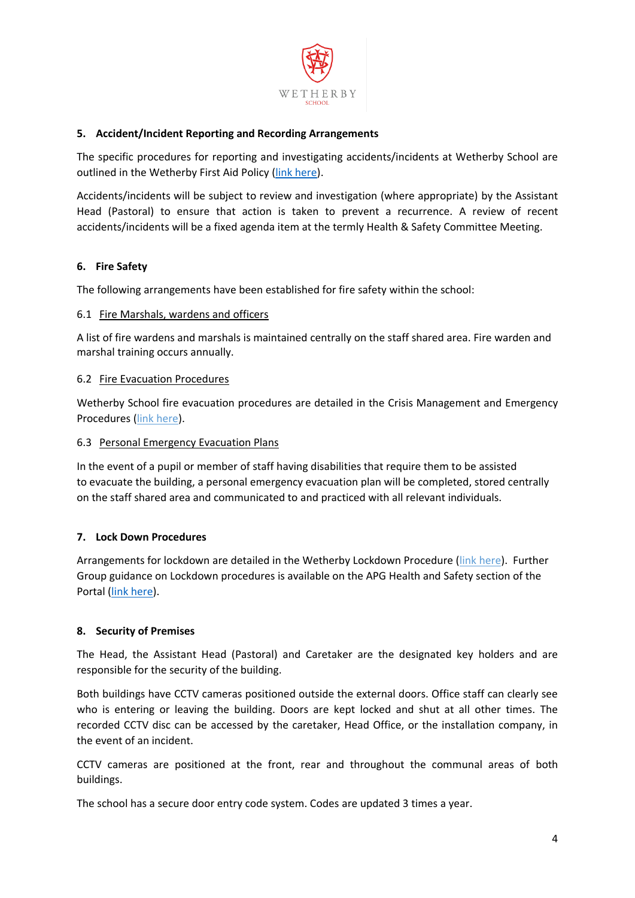## 5. Accident/Incident Reporting and Recording Arrangements

The specific procedures for reporting and investigating accidents/incidents at Wetherby School are outlined in the Wetherby First Aid Policy (link here).

Accidents/incidents will be subject to review and investigation (where appropriate) by the Assistant Head (Pastoral) to ensure that action is taken to prevent a recurrence. A review of recent accidents/incidents will be a fixed agenda item at the termly Health & Safety Committee Meeting.

## 6. Fire Safety

The following arrangements have been established for fire safety within the school:

### 6.1 Fire Marshals, wardens and officers

A list of fire wardens and marshals is maintained centrally on the staff shared area. Fire warden and marshal training occurs annually.

### 6.2 Fire Evacuation Procedures

Wetherby School fire evacuation procedures are detailed in the Crisis Management and Emergency Procedures (link here).

### 6.3 Personal Emergency Evacuation Plans

In the event of a pupil or member of staff having disabilities that require them to be assisted to evacuate the building, a personal emergency evacuation plan will be completed, stored centrally on the staff shared area and communicated to and practiced with all relevant individuals.

## 7. Lock Down Procedures

Arrangements for lockdown are detailed in the Wetherby Lockdown Procedure (link here). Further Group guidance on Lockdown procedures is available on the APG Health and Safety section of the Portal (link here).

## 8. Security of Premises

The Head, the Assistant Head (Pastoral) and Caretaker are the designated key holders and are responsible for the security of the building.

Both buildings have CCTV cameras positioned outside the external doors. Office staff can clearly see who is entering or leaving the building. Doors are kept locked and shut at all other times. The recorded CCTV disc can be accessed by the caretaker, Head Office, or the installation company, in the event of an incident.

CCTV cameras are positioned at the front, rear and throughout the communal areas of both buildings.

The school has a secure door entry code system. Codes are updated 3 times a year.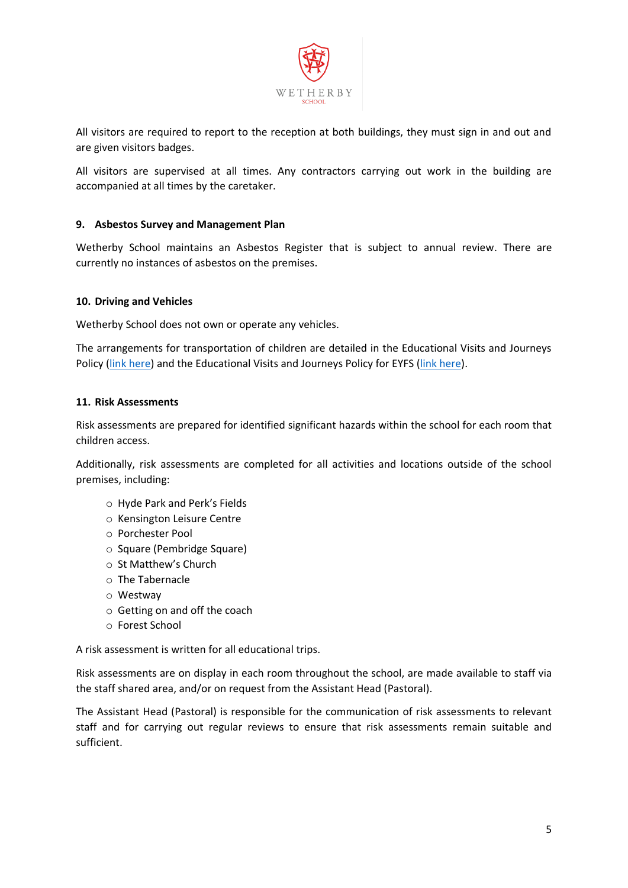All visitors are required to report to the reception at both buildings, they must sign in and out and are given visitors badges.

All visitors are supervised at all times. Any contractors carrying out work in the building are accompanied at all times by the caretaker.

### 9. Asbestos Survey and Management Plan

Wetherby School maintains an Asbestos Register that is subject to annual review. There are currently no instances of asbestos on the premises.

### 10. Driving and Vehicles

Wetherby School does not own or operate any vehicles.

The arrangements for transportation of children are detailed in the Educational Visits and Journeys Policy (link here) and the Educational Visits and Journeys Policy for EYFS (link here).

### 11. Risk Assessments

Risk assessments are prepared for identified significant hazards within the school for each room that children access.

Additionally, risk assessments are completed for all activities and locations outside of the school premises, including:

- Hyde Park and Perk's Fields
- Kensington Leisure Centre
- Porchester Pool
- Square (Pembridge Square)
- St Matthew's Church
- The Tabernacle
- Westway
- Getting on and off the coach
- Forest School

A risk assessment is written for all educational trips.

Risk assessments are on display in each room throughout the school, are made available to staff via the staff shared area, and/or on request from the Assistant Head (Pastoral).

The Assistant Head (Pastoral) is responsible for the communication of risk assessments to relevant staff and for carrying out regular reviews to ensure that risk assessments remain suitable and sufficient.